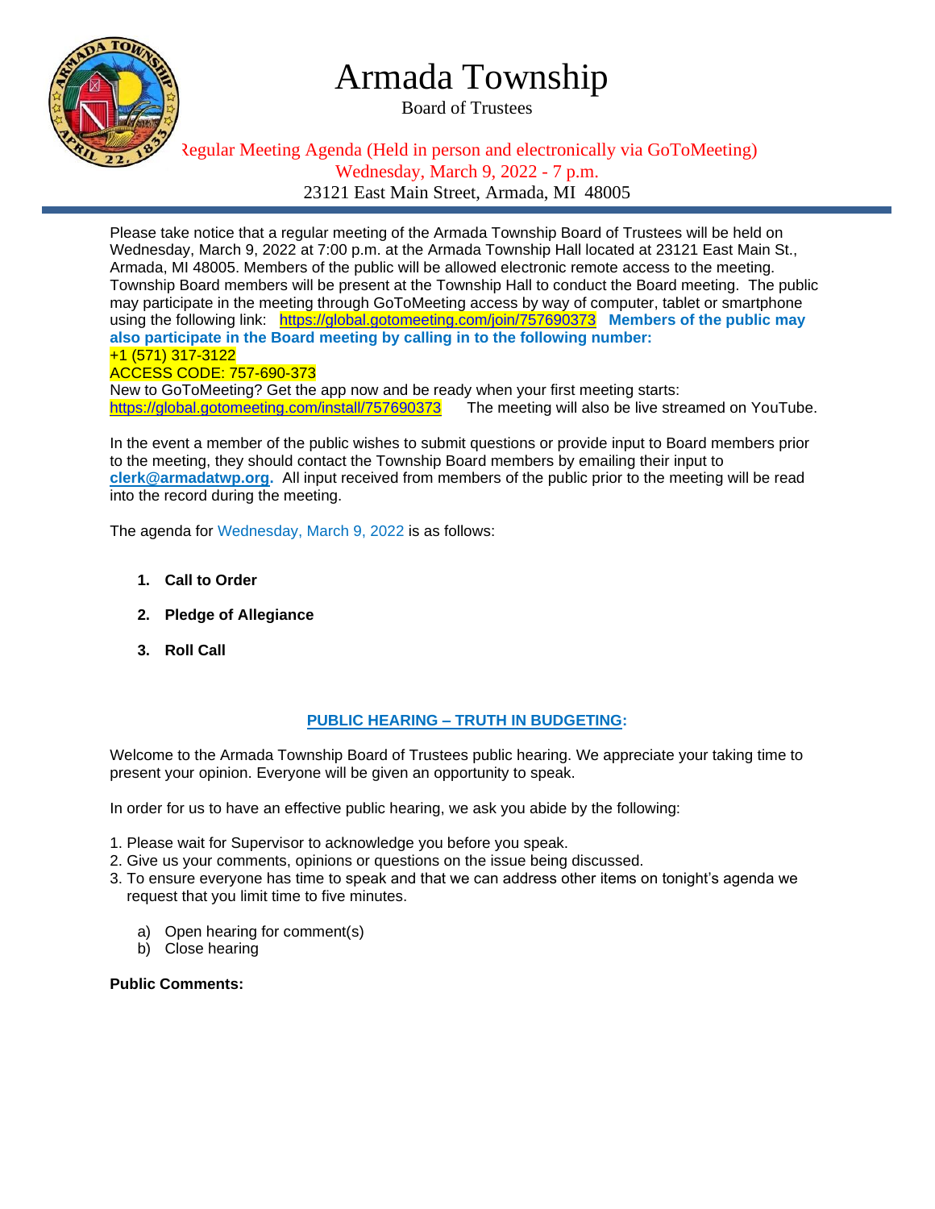# Armada Township

Board of Trustees

Regular Meeting Agenda (Held in person and electronically via GoToMeeting)
Wednesday, March 9, 2022 - 7 p.m.
23121 East Main Street, Armada, MI 48005

Please take notice that a regular meeting of the Armada Township Board of Trustees will be held on Wednesday, March 9, 2022 at 7:00 p.m. at the Armada Township Hall located at 23121 East Main St., Armada, MI 48005. Members of the public will be allowed electronic remote access to the meeting. Township Board members will be present at the Township Hall to conduct the Board meeting. The public may participate in the meeting through GoToMeeting access by way of computer, tablet or smartphone using the following link: https://global.gotomeeting.com/join/757690373 **Members of the public may also participate in the Board meeting by calling in to the following number:**
+1 (571) 317-3122
ACCESS CODE: 757-690-373
New to GoToMeeting? Get the app now and be ready when your first meeting starts:
https://global.gotomeeting.com/install/757690373 The meeting will also be live streamed on YouTube.

In the event a member of the public wishes to submit questions or provide input to Board members prior to the meeting, they should contact the Township Board members by emailing their input to **clerk@armadatwp.org.** All input received from members of the public prior to the meeting will be read into the record during the meeting.

The agenda for Wednesday, March 9, 2022 is as follows:

1. **Call to Order**
2. **Pledge of Allegiance**
3. **Roll Call**

## PUBLIC HEARING – TRUTH IN BUDGETING:

Welcome to the Armada Township Board of Trustees public hearing. We appreciate your taking time to present your opinion. Everyone will be given an opportunity to speak.

In order for us to have an effective public hearing, we ask you abide by the following:

1. Please wait for Supervisor to acknowledge you before you speak.
2. Give us your comments, opinions or questions on the issue being discussed.
3. To ensure everyone has time to speak and that we can address other items on tonight's agenda we request that you limit time to five minutes.

   a) Open hearing for comment(s)
   b) Close hearing

**Public Comments:**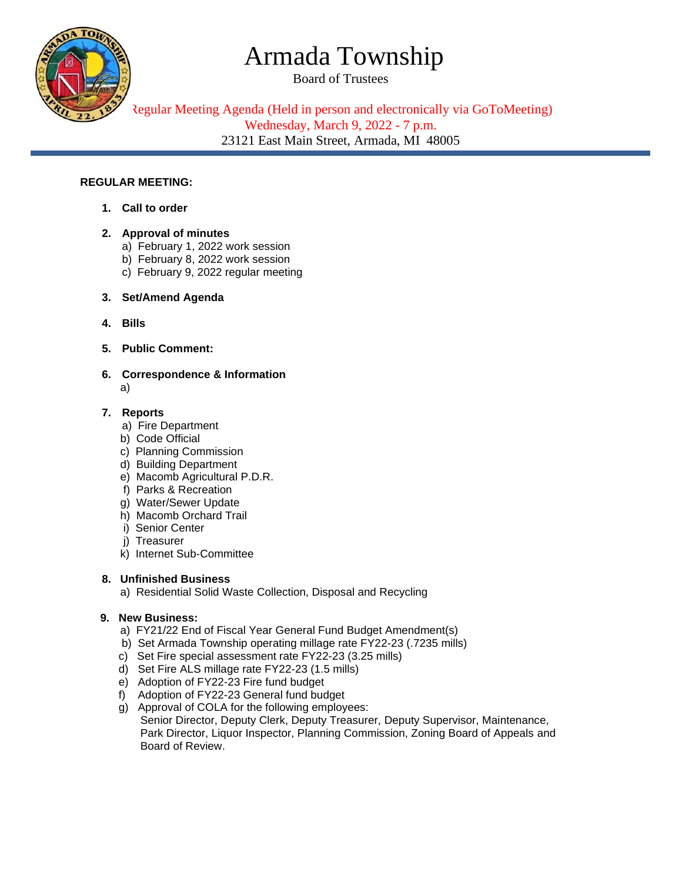# Armada Township

Board of Trustees

Regular Meeting Agenda (Held in person and electronically via GoToMeeting)
Wednesday, March 9, 2022 - 7 p.m.
23121 East Main Street, Armada, MI 48005

---

**REGULAR MEETING:**

1. **Call to order**

2. **Approval of minutes**
   a) February 1, 2022 work session
   b) February 8, 2022 work session
   c) February 9, 2022 regular meeting

3. **Set/Amend Agenda**

4. **Bills**

5. **Public Comment:**

6. **Correspondence & Information**
   a)

7. **Reports**
   a) Fire Department
   b) Code Official
   c) Planning Commission
   d) Building Department
   e) Macomb Agricultural P.D.R.
   f) Parks & Recreation
   g) Water/Sewer Update
   h) Macomb Orchard Trail
   i) Senior Center
   j) Treasurer
   k) Internet Sub-Committee

8. **Unfinished Business**
   a) Residential Solid Waste Collection, Disposal and Recycling

9. **New Business:**
   a) FY21/22 End of Fiscal Year General Fund Budget Amendment(s)
   b) Set Armada Township operating millage rate FY22-23 (.7235 mills)
   c) Set Fire special assessment rate FY22-23 (3.25 mills)
   d) Set Fire ALS millage rate FY22-23 (1.5 mills)
   e) Adoption of FY22-23 Fire fund budget
   f) Adoption of FY22-23 General fund budget
   g) Approval of COLA for the following employees:
      Senior Director, Deputy Clerk, Deputy Treasurer, Deputy Supervisor, Maintenance, Park Director, Liquor Inspector, Planning Commission, Zoning Board of Appeals and Board of Review.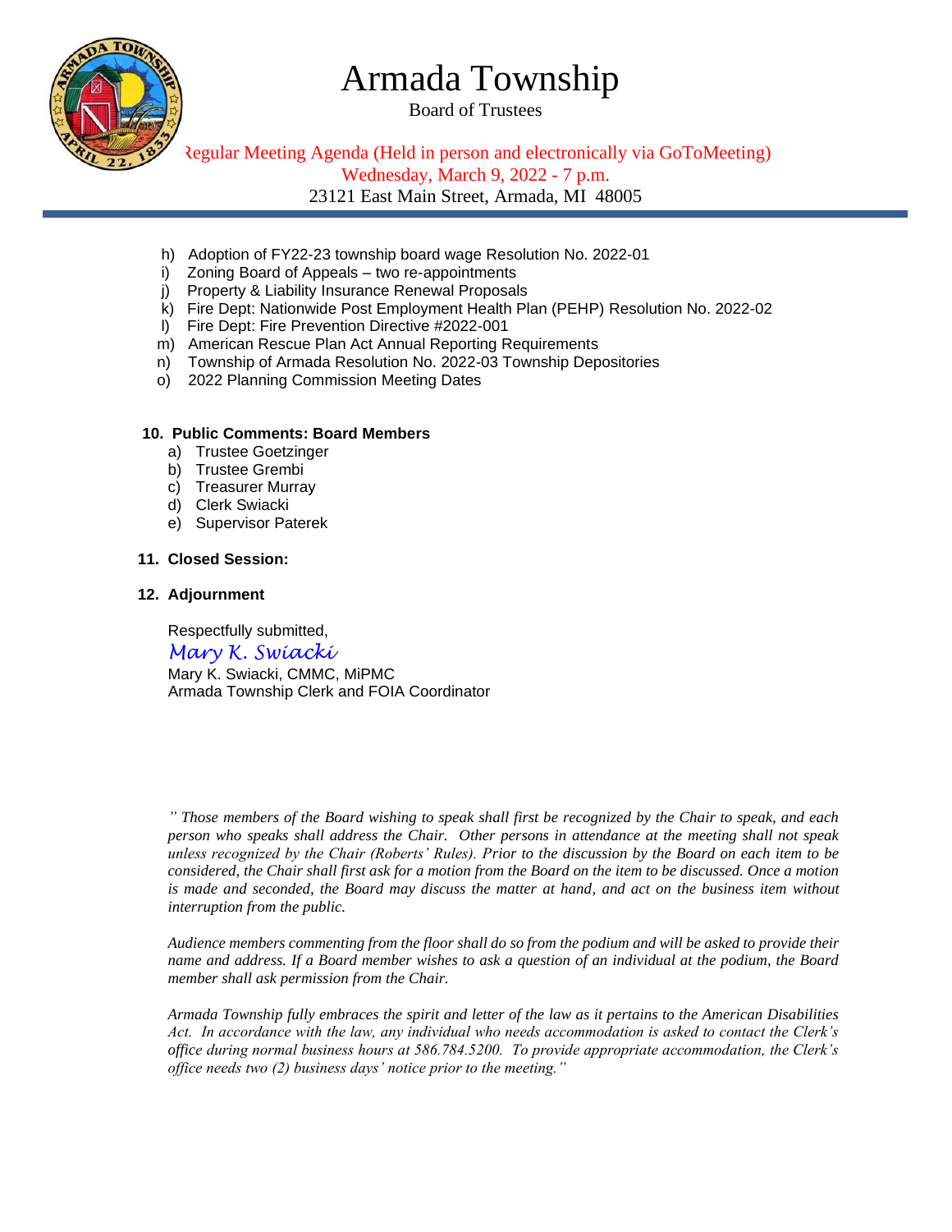# Armada Township

Board of Trustees

Regular Meeting Agenda (Held in person and electronically via GoToMeeting)
Wednesday, March 9, 2022 - 7 p.m.
23121 East Main Street, Armada, MI 48005

h) Adoption of FY22-23 township board wage Resolution No. 2022-01
i) Zoning Board of Appeals – two re-appointments
j) Property & Liability Insurance Renewal Proposals
k) Fire Dept: Nationwide Post Employment Health Plan (PEHP) Resolution No. 2022-02
l) Fire Dept: Fire Prevention Directive #2022-001
m) American Rescue Plan Act Annual Reporting Requirements
n) Township of Armada Resolution No. 2022-03 Township Depositories
o) 2022 Planning Commission Meeting Dates

**10. Public Comments: Board Members**

a) Trustee Goetzinger
b) Trustee Grembi
c) Treasurer Murray
d) Clerk Swiacki
e) Supervisor Paterek

**11. Closed Session:**

**12. Adjournment**

Respectfully submitted,
*Mary K. Swiacki*
Mary K. Swiacki, CMMC, MiPMC
Armada Township Clerk and FOIA Coordinator

*" Those members of the Board wishing to speak shall first be recognized by the Chair to speak, and each person who speaks shall address the Chair. Other persons in attendance at the meeting shall not speak unless recognized by the Chair (Roberts' Rules). Prior to the discussion by the Board on each item to be considered, the Chair shall first ask for a motion from the Board on the item to be discussed. Once a motion is made and seconded, the Board may discuss the matter at hand, and act on the business item without interruption from the public.*

*Audience members commenting from the floor shall do so from the podium and will be asked to provide their name and address. If a Board member wishes to ask a question of an individual at the podium, the Board member shall ask permission from the Chair.*

*Armada Township fully embraces the spirit and letter of the law as it pertains to the American Disabilities Act. In accordance with the law, any individual who needs accommodation is asked to contact the Clerk's office during normal business hours at 586.784.5200. To provide appropriate accommodation, the Clerk's office needs two (2) business days' notice prior to the meeting."*